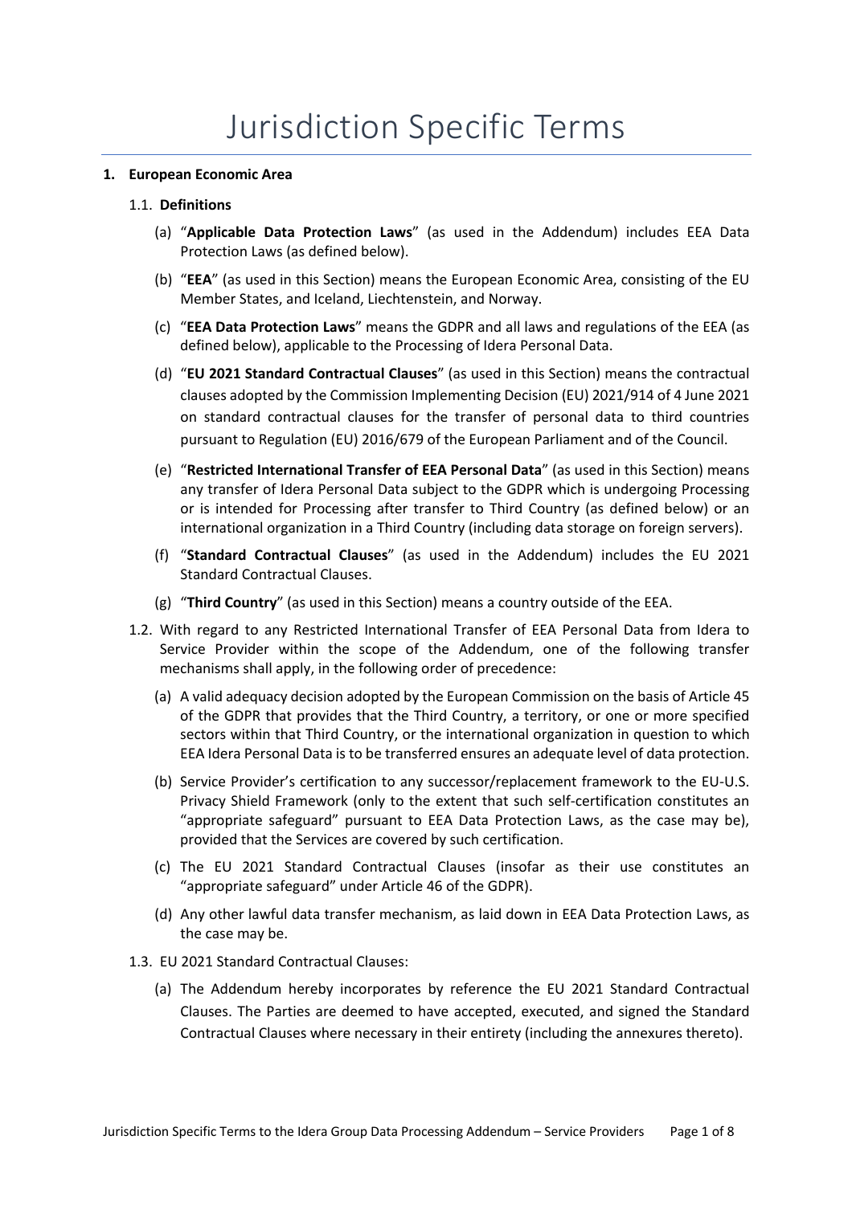# Jurisdiction Specific Terms

**1. European Economic Area**

1.1. **Definitions**

(a) "**Applicable Data Protection Laws**" (as used in the Addendum) includes EEA Data Protection Laws (as defined below).

(b) "**EEA**" (as used in this Section) means the European Economic Area, consisting of the EU Member States, and Iceland, Liechtenstein, and Norway.

(c) "**EEA Data Protection Laws**" means the GDPR and all laws and regulations of the EEA (as defined below), applicable to the Processing of Idera Personal Data.

(d) "**EU 2021 Standard Contractual Clauses**" (as used in this Section) means the contractual clauses adopted by the Commission Implementing Decision (EU) 2021/914 of 4 June 2021 on standard contractual clauses for the transfer of personal data to third countries pursuant to Regulation (EU) 2016/679 of the European Parliament and of the Council.

(e) "**Restricted International Transfer of EEA Personal Data**" (as used in this Section) means any transfer of Idera Personal Data subject to the GDPR which is undergoing Processing or is intended for Processing after transfer to Third Country (as defined below) or an international organization in a Third Country (including data storage on foreign servers).

(f) "**Standard Contractual Clauses**" (as used in the Addendum) includes the EU 2021 Standard Contractual Clauses.

(g) "**Third Country**" (as used in this Section) means a country outside of the EEA.

1.2. With regard to any Restricted International Transfer of EEA Personal Data from Idera to Service Provider within the scope of the Addendum, one of the following transfer mechanisms shall apply, in the following order of precedence:

(a) A valid adequacy decision adopted by the European Commission on the basis of Article 45 of the GDPR that provides that the Third Country, a territory, or one or more specified sectors within that Third Country, or the international organization in question to which EEA Idera Personal Data is to be transferred ensures an adequate level of data protection.

(b) Service Provider's certification to any successor/replacement framework to the EU-U.S. Privacy Shield Framework (only to the extent that such self-certification constitutes an "appropriate safeguard" pursuant to EEA Data Protection Laws, as the case may be), provided that the Services are covered by such certification.

(c) The EU 2021 Standard Contractual Clauses (insofar as their use constitutes an "appropriate safeguard" under Article 46 of the GDPR).

(d) Any other lawful data transfer mechanism, as laid down in EEA Data Protection Laws, as the case may be.

1.3. EU 2021 Standard Contractual Clauses:

(a) The Addendum hereby incorporates by reference the EU 2021 Standard Contractual Clauses. The Parties are deemed to have accepted, executed, and signed the Standard Contractual Clauses where necessary in their entirety (including the annexures thereto).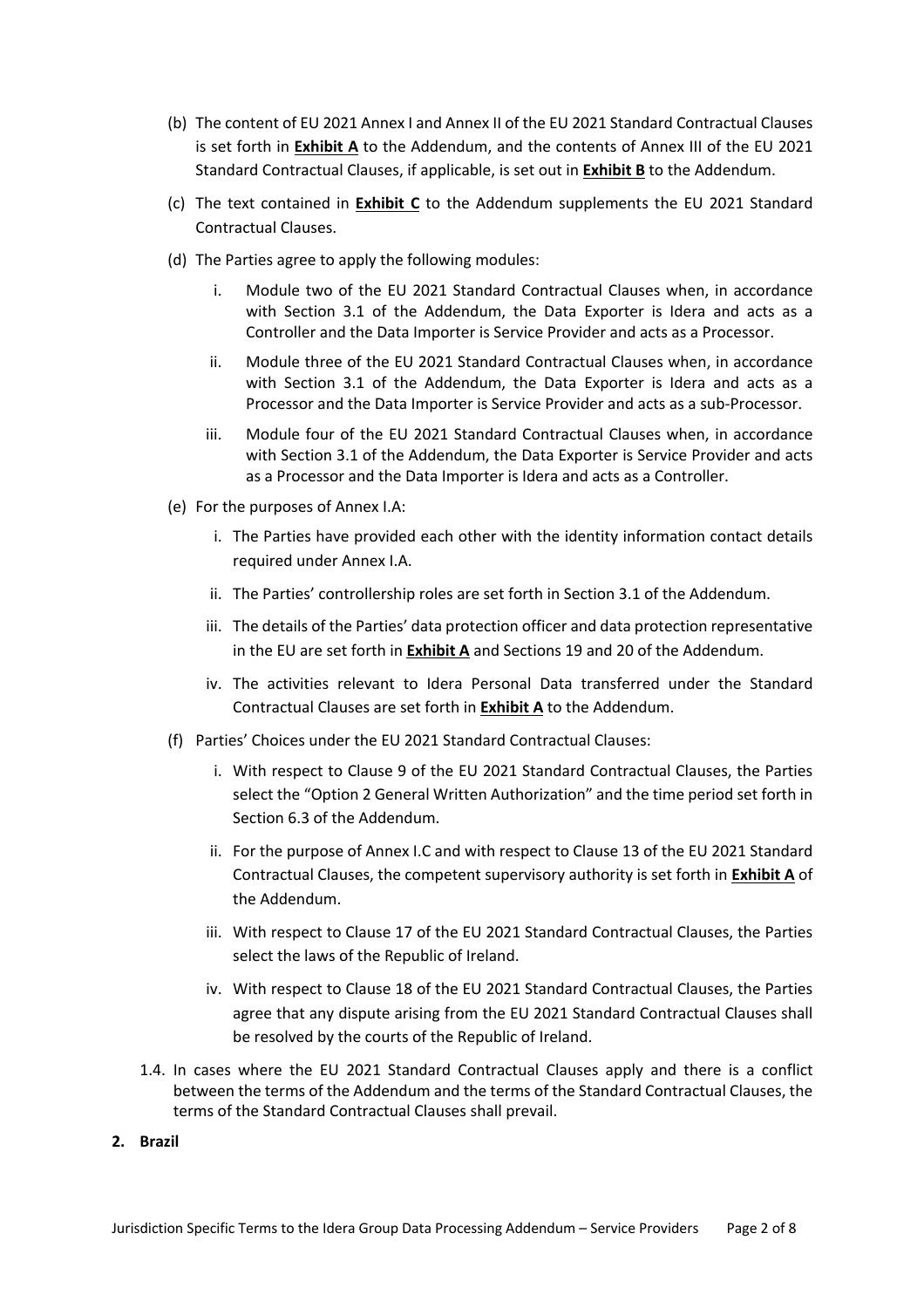(b) The content of EU 2021 Annex I and Annex II of the EU 2021 Standard Contractual Clauses is set forth in **Exhibit A** to the Addendum, and the contents of Annex III of the EU 2021 Standard Contractual Clauses, if applicable, is set out in **Exhibit B** to the Addendum.

(c) The text contained in **Exhibit C** to the Addendum supplements the EU 2021 Standard Contractual Clauses.

(d) The Parties agree to apply the following modules:

   i. Module two of the EU 2021 Standard Contractual Clauses when, in accordance with Section 3.1 of the Addendum, the Data Exporter is Idera and acts as a Controller and the Data Importer is Service Provider and acts as a Processor.

   ii. Module three of the EU 2021 Standard Contractual Clauses when, in accordance with Section 3.1 of the Addendum, the Data Exporter is Idera and acts as a Processor and the Data Importer is Service Provider and acts as a sub-Processor.

   iii. Module four of the EU 2021 Standard Contractual Clauses when, in accordance with Section 3.1 of the Addendum, the Data Exporter is Service Provider and acts as a Processor and the Data Importer is Idera and acts as a Controller.

(e) For the purposes of Annex I.A:

   i. The Parties have provided each other with the identity information contact details required under Annex I.A.

   ii. The Parties' controllership roles are set forth in Section 3.1 of the Addendum.

   iii. The details of the Parties' data protection officer and data protection representative in the EU are set forth in **Exhibit A** and Sections 19 and 20 of the Addendum.

   iv. The activities relevant to Idera Personal Data transferred under the Standard Contractual Clauses are set forth in **Exhibit A** to the Addendum.

(f) Parties' Choices under the EU 2021 Standard Contractual Clauses:

   i. With respect to Clause 9 of the EU 2021 Standard Contractual Clauses, the Parties select the "Option 2 General Written Authorization" and the time period set forth in Section 6.3 of the Addendum.

   ii. For the purpose of Annex I.C and with respect to Clause 13 of the EU 2021 Standard Contractual Clauses, the competent supervisory authority is set forth in **Exhibit A** of the Addendum.

   iii. With respect to Clause 17 of the EU 2021 Standard Contractual Clauses, the Parties select the laws of the Republic of Ireland.

   iv. With respect to Clause 18 of the EU 2021 Standard Contractual Clauses, the Parties agree that any dispute arising from the EU 2021 Standard Contractual Clauses shall be resolved by the courts of the Republic of Ireland.

1.4. In cases where the EU 2021 Standard Contractual Clauses apply and there is a conflict between the terms of the Addendum and the terms of the Standard Contractual Clauses, the terms of the Standard Contractual Clauses shall prevail.

## 2. Brazil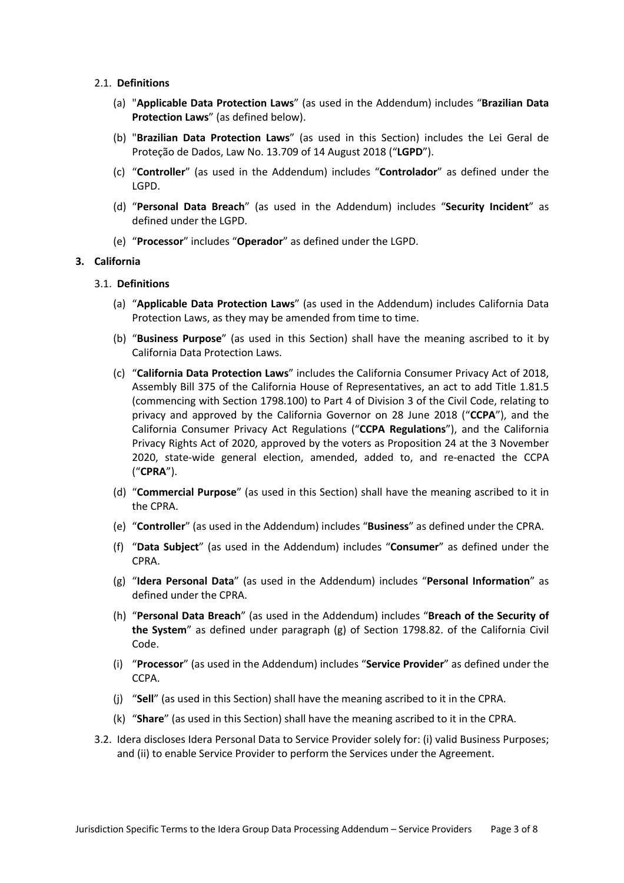2.1. **Definitions**

(a) "**Applicable Data Protection Laws**" (as used in the Addendum) includes "**Brazilian Data Protection Laws**" (as defined below).

(b) "**Brazilian Data Protection Laws**" (as used in this Section) includes the Lei Geral de Proteção de Dados, Law No. 13.709 of 14 August 2018 ("**LGPD**").

(c) "**Controller**" (as used in the Addendum) includes "**Controlador**" as defined under the LGPD.

(d) "**Personal Data Breach**" (as used in the Addendum) includes "**Security Incident**" as defined under the LGPD.

(e) "**Processor**" includes "**Operador**" as defined under the LGPD.

## 3. California

3.1. **Definitions**

(a) "**Applicable Data Protection Laws**" (as used in the Addendum) includes California Data Protection Laws, as they may be amended from time to time.

(b) "**Business Purpose**" (as used in this Section) shall have the meaning ascribed to it by California Data Protection Laws.

(c) "**California Data Protection Laws**" includes the California Consumer Privacy Act of 2018, Assembly Bill 375 of the California House of Representatives, an act to add Title 1.81.5 (commencing with Section 1798.100) to Part 4 of Division 3 of the Civil Code, relating to privacy and approved by the California Governor on 28 June 2018 ("**CCPA**"), and the California Consumer Privacy Act Regulations ("**CCPA Regulations**"), and the California Privacy Rights Act of 2020, approved by the voters as Proposition 24 at the 3 November 2020, state-wide general election, amended, added to, and re-enacted the CCPA ("**CPRA**").

(d) "**Commercial Purpose**" (as used in this Section) shall have the meaning ascribed to it in the CPRA.

(e) "**Controller**" (as used in the Addendum) includes "**Business**" as defined under the CPRA.

(f) "**Data Subject**" (as used in the Addendum) includes "**Consumer**" as defined under the CPRA.

(g) "**Idera Personal Data**" (as used in the Addendum) includes "**Personal Information**" as defined under the CPRA.

(h) "**Personal Data Breach**" (as used in the Addendum) includes "**Breach of the Security of the System**" as defined under paragraph (g) of Section 1798.82. of the California Civil Code.

(i) "**Processor**" (as used in the Addendum) includes "**Service Provider**" as defined under the CCPA.

(j) "**Sell**" (as used in this Section) shall have the meaning ascribed to it in the CPRA.

(k) "**Share**" (as used in this Section) shall have the meaning ascribed to it in the CPRA.

3.2. Idera discloses Idera Personal Data to Service Provider solely for: (i) valid Business Purposes; and (ii) to enable Service Provider to perform the Services under the Agreement.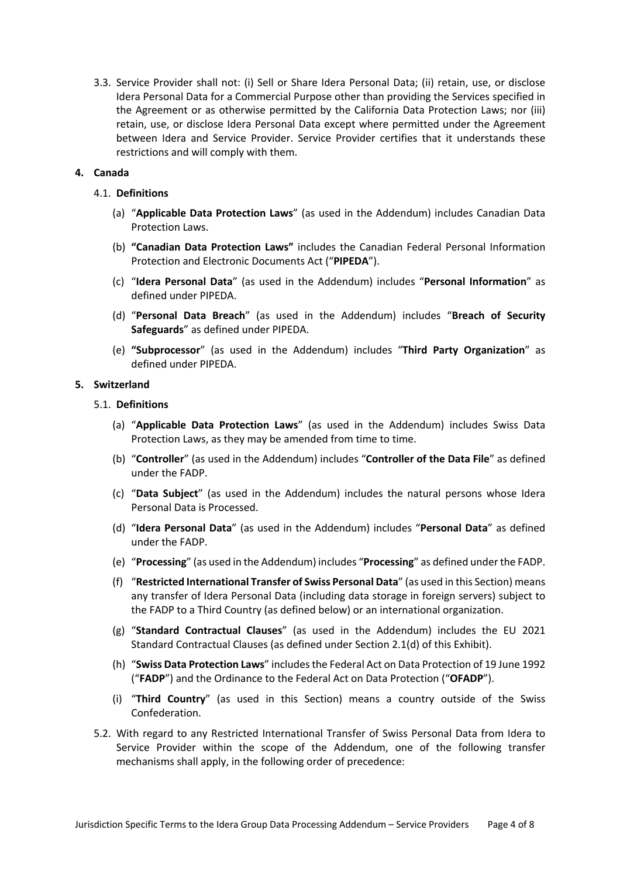3.3. Service Provider shall not: (i) Sell or Share Idera Personal Data; (ii) retain, use, or disclose Idera Personal Data for a Commercial Purpose other than providing the Services specified in the Agreement or as otherwise permitted by the California Data Protection Laws; nor (iii) retain, use, or disclose Idera Personal Data except where permitted under the Agreement between Idera and Service Provider. Service Provider certifies that it understands these restrictions and will comply with them.

## 4. Canada

### 4.1. Definitions

(a) "**Applicable Data Protection Laws**" (as used in the Addendum) includes Canadian Data Protection Laws.

(b) **"Canadian Data Protection Laws"** includes the Canadian Federal Personal Information Protection and Electronic Documents Act ("**PIPEDA**").

(c) "**Idera Personal Data**" (as used in the Addendum) includes "**Personal Information**" as defined under PIPEDA.

(d) "**Personal Data Breach**" (as used in the Addendum) includes "**Breach of Security Safeguards**" as defined under PIPEDA.

(e) **"Subprocessor**" (as used in the Addendum) includes "**Third Party Organization**" as defined under PIPEDA.

## 5. Switzerland

### 5.1. Definitions

(a) "**Applicable Data Protection Laws**" (as used in the Addendum) includes Swiss Data Protection Laws, as they may be amended from time to time.

(b) "**Controller**" (as used in the Addendum) includes "**Controller of the Data File**" as defined under the FADP.

(c) "**Data Subject**" (as used in the Addendum) includes the natural persons whose Idera Personal Data is Processed.

(d) "**Idera Personal Data**" (as used in the Addendum) includes "**Personal Data**" as defined under the FADP.

(e) "**Processing**" (as used in the Addendum) includes "**Processing**" as defined under the FADP.

(f) "**Restricted International Transfer of Swiss Personal Data**" (as used in this Section) means any transfer of Idera Personal Data (including data storage in foreign servers) subject to the FADP to a Third Country (as defined below) or an international organization.

(g) "**Standard Contractual Clauses**" (as used in the Addendum) includes the EU 2021 Standard Contractual Clauses (as defined under Section 2.1(d) of this Exhibit).

(h) "**Swiss Data Protection Laws**" includes the Federal Act on Data Protection of 19 June 1992 ("**FADP**") and the Ordinance to the Federal Act on Data Protection ("**OFADP**").

(i) "**Third Country**" (as used in this Section) means a country outside of the Swiss Confederation.

5.2. With regard to any Restricted International Transfer of Swiss Personal Data from Idera to Service Provider within the scope of the Addendum, one of the following transfer mechanisms shall apply, in the following order of precedence: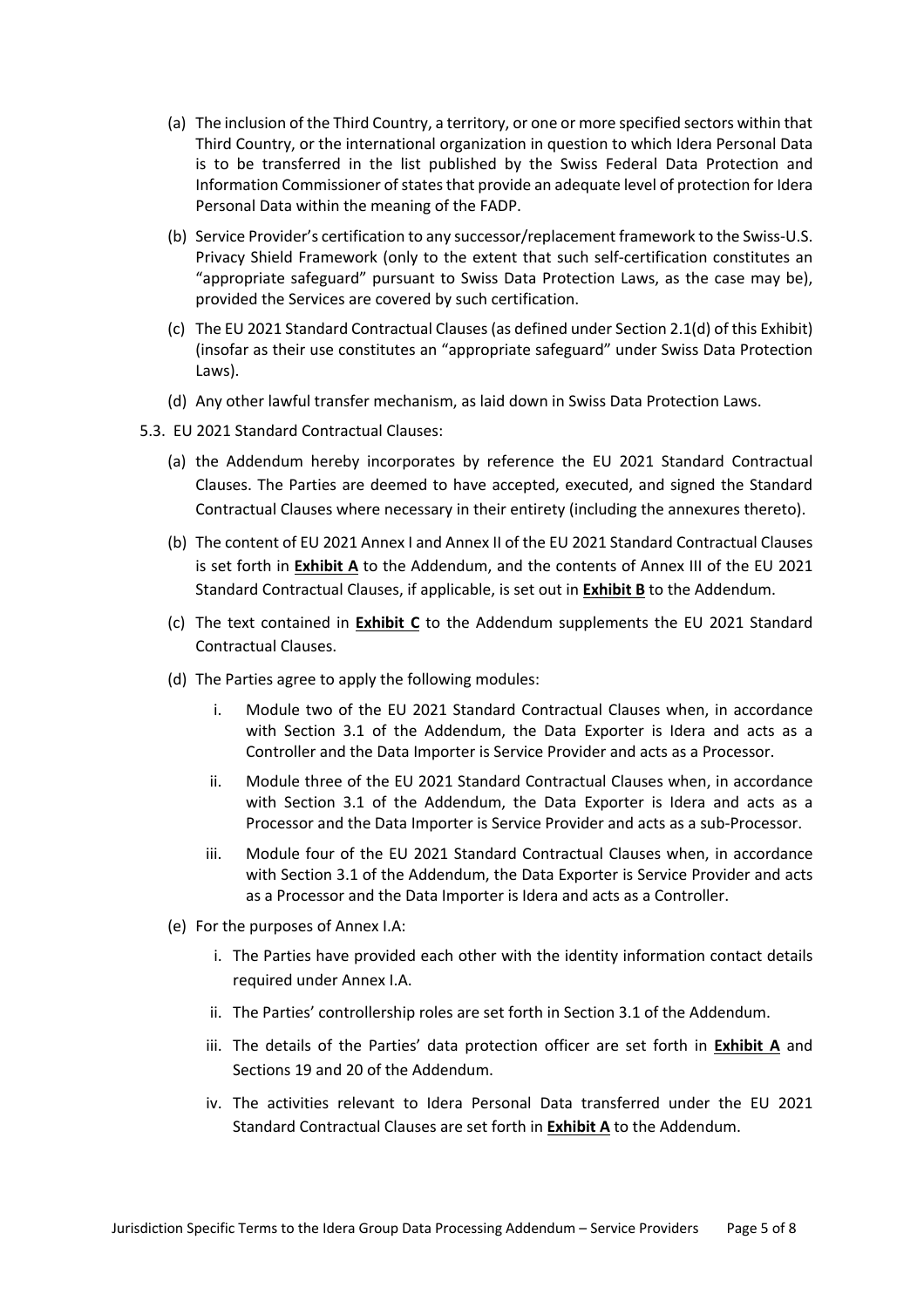(a) The inclusion of the Third Country, a territory, or one or more specified sectors within that Third Country, or the international organization in question to which Idera Personal Data is to be transferred in the list published by the Swiss Federal Data Protection and Information Commissioner of states that provide an adequate level of protection for Idera Personal Data within the meaning of the FADP.

(b) Service Provider's certification to any successor/replacement framework to the Swiss-U.S. Privacy Shield Framework (only to the extent that such self-certification constitutes an "appropriate safeguard" pursuant to Swiss Data Protection Laws, as the case may be), provided the Services are covered by such certification.

(c) The EU 2021 Standard Contractual Clauses (as defined under Section 2.1(d) of this Exhibit) (insofar as their use constitutes an "appropriate safeguard" under Swiss Data Protection Laws).

(d) Any other lawful transfer mechanism, as laid down in Swiss Data Protection Laws.

5.3. EU 2021 Standard Contractual Clauses:

(a) the Addendum hereby incorporates by reference the EU 2021 Standard Contractual Clauses. The Parties are deemed to have accepted, executed, and signed the Standard Contractual Clauses where necessary in their entirety (including the annexures thereto).

(b) The content of EU 2021 Annex I and Annex II of the EU 2021 Standard Contractual Clauses is set forth in **Exhibit A** to the Addendum, and the contents of Annex III of the EU 2021 Standard Contractual Clauses, if applicable, is set out in **Exhibit B** to the Addendum.

(c) The text contained in **Exhibit C** to the Addendum supplements the EU 2021 Standard Contractual Clauses.

(d) The Parties agree to apply the following modules:

i. Module two of the EU 2021 Standard Contractual Clauses when, in accordance with Section 3.1 of the Addendum, the Data Exporter is Idera and acts as a Controller and the Data Importer is Service Provider and acts as a Processor.

ii. Module three of the EU 2021 Standard Contractual Clauses when, in accordance with Section 3.1 of the Addendum, the Data Exporter is Idera and acts as a Processor and the Data Importer is Service Provider and acts as a sub-Processor.

iii. Module four of the EU 2021 Standard Contractual Clauses when, in accordance with Section 3.1 of the Addendum, the Data Exporter is Service Provider and acts as a Processor and the Data Importer is Idera and acts as a Controller.

(e) For the purposes of Annex I.A:

i. The Parties have provided each other with the identity information contact details required under Annex I.A.

ii. The Parties' controllership roles are set forth in Section 3.1 of the Addendum.

iii. The details of the Parties' data protection officer are set forth in **Exhibit A** and Sections 19 and 20 of the Addendum.

iv. The activities relevant to Idera Personal Data transferred under the EU 2021 Standard Contractual Clauses are set forth in **Exhibit A** to the Addendum.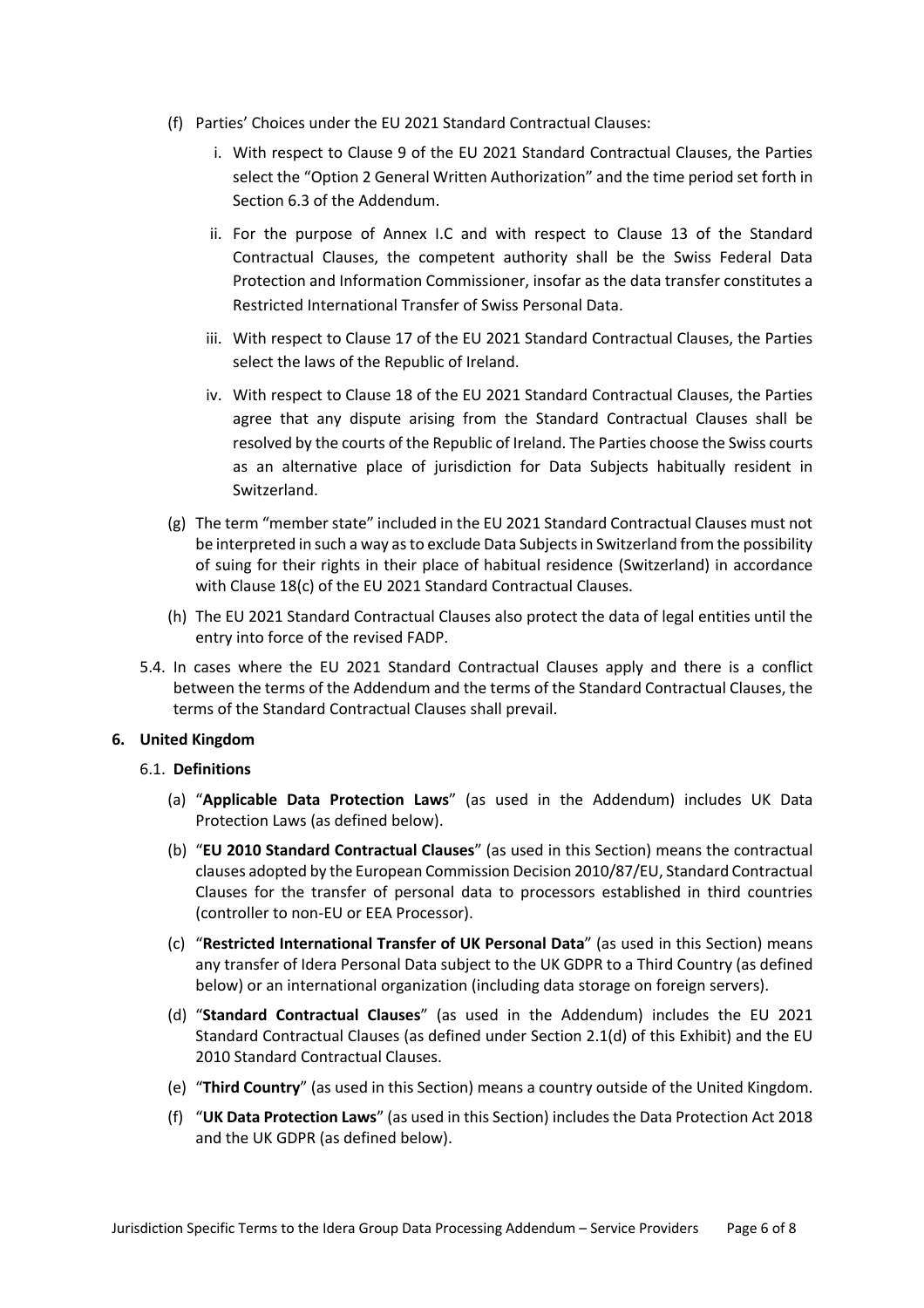(f) Parties' Choices under the EU 2021 Standard Contractual Clauses:

i. With respect to Clause 9 of the EU 2021 Standard Contractual Clauses, the Parties select the "Option 2 General Written Authorization" and the time period set forth in Section 6.3 of the Addendum.

ii. For the purpose of Annex I.C and with respect to Clause 13 of the Standard Contractual Clauses, the competent authority shall be the Swiss Federal Data Protection and Information Commissioner, insofar as the data transfer constitutes a Restricted International Transfer of Swiss Personal Data.

iii. With respect to Clause 17 of the EU 2021 Standard Contractual Clauses, the Parties select the laws of the Republic of Ireland.

iv. With respect to Clause 18 of the EU 2021 Standard Contractual Clauses, the Parties agree that any dispute arising from the Standard Contractual Clauses shall be resolved by the courts of the Republic of Ireland. The Parties choose the Swiss courts as an alternative place of jurisdiction for Data Subjects habitually resident in Switzerland.

(g) The term "member state" included in the EU 2021 Standard Contractual Clauses must not be interpreted in such a way as to exclude Data Subjects in Switzerland from the possibility of suing for their rights in their place of habitual residence (Switzerland) in accordance with Clause 18(c) of the EU 2021 Standard Contractual Clauses.

(h) The EU 2021 Standard Contractual Clauses also protect the data of legal entities until the entry into force of the revised FADP.

5.4. In cases where the EU 2021 Standard Contractual Clauses apply and there is a conflict between the terms of the Addendum and the terms of the Standard Contractual Clauses, the terms of the Standard Contractual Clauses shall prevail.

**6. United Kingdom**

6.1. **Definitions**

(a) "**Applicable Data Protection Laws**" (as used in the Addendum) includes UK Data Protection Laws (as defined below).

(b) "**EU 2010 Standard Contractual Clauses**" (as used in this Section) means the contractual clauses adopted by the European Commission Decision 2010/87/EU, Standard Contractual Clauses for the transfer of personal data to processors established in third countries (controller to non-EU or EEA Processor).

(c) "**Restricted International Transfer of UK Personal Data**" (as used in this Section) means any transfer of Idera Personal Data subject to the UK GDPR to a Third Country (as defined below) or an international organization (including data storage on foreign servers).

(d) "**Standard Contractual Clauses**" (as used in the Addendum) includes the EU 2021 Standard Contractual Clauses (as defined under Section 2.1(d) of this Exhibit) and the EU 2010 Standard Contractual Clauses.

(e) "**Third Country**" (as used in this Section) means a country outside of the United Kingdom.

(f) "**UK Data Protection Laws**" (as used in this Section) includes the Data Protection Act 2018 and the UK GDPR (as defined below).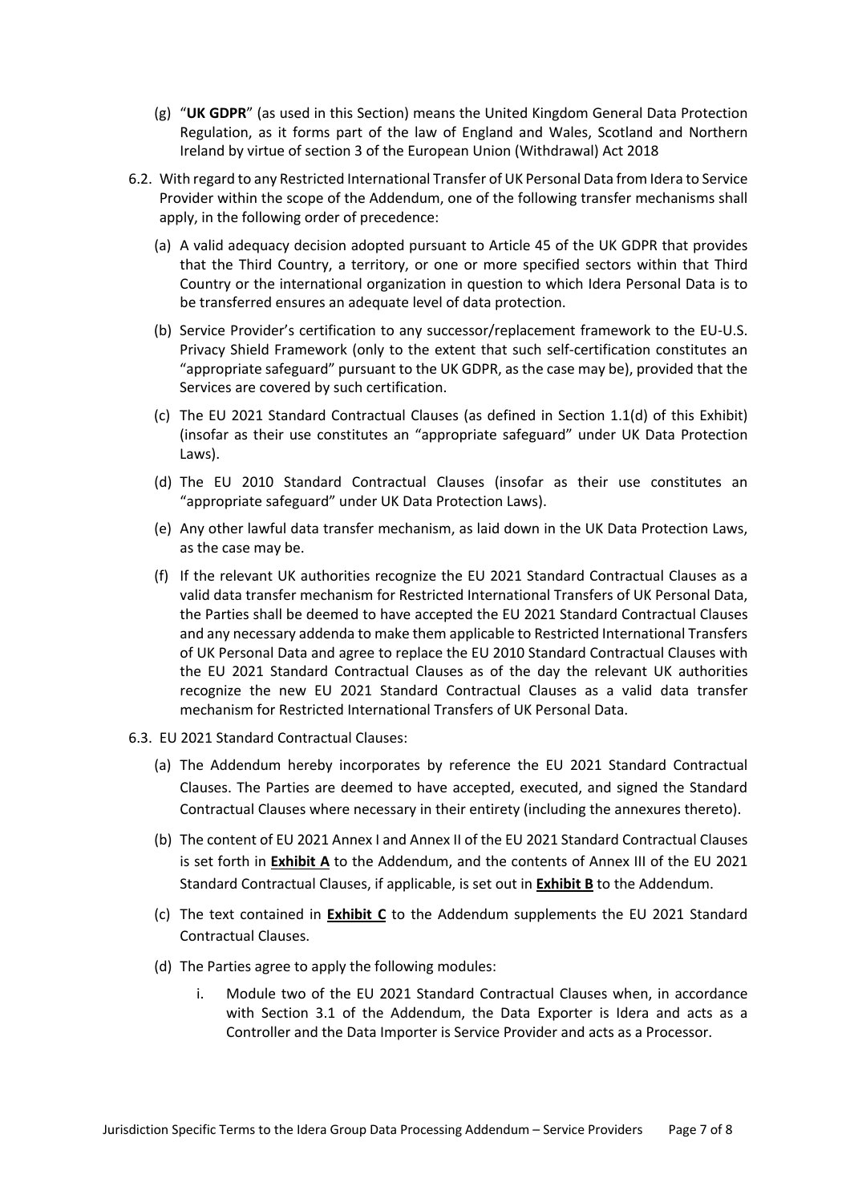(g) "**UK GDPR**" (as used in this Section) means the United Kingdom General Data Protection Regulation, as it forms part of the law of England and Wales, Scotland and Northern Ireland by virtue of section 3 of the European Union (Withdrawal) Act 2018

6.2. With regard to any Restricted International Transfer of UK Personal Data from Idera to Service Provider within the scope of the Addendum, one of the following transfer mechanisms shall apply, in the following order of precedence:

(a) A valid adequacy decision adopted pursuant to Article 45 of the UK GDPR that provides that the Third Country, a territory, or one or more specified sectors within that Third Country or the international organization in question to which Idera Personal Data is to be transferred ensures an adequate level of data protection.

(b) Service Provider's certification to any successor/replacement framework to the EU-U.S. Privacy Shield Framework (only to the extent that such self-certification constitutes an "appropriate safeguard" pursuant to the UK GDPR, as the case may be), provided that the Services are covered by such certification.

(c) The EU 2021 Standard Contractual Clauses (as defined in Section 1.1(d) of this Exhibit) (insofar as their use constitutes an "appropriate safeguard" under UK Data Protection Laws).

(d) The EU 2010 Standard Contractual Clauses (insofar as their use constitutes an "appropriate safeguard" under UK Data Protection Laws).

(e) Any other lawful data transfer mechanism, as laid down in the UK Data Protection Laws, as the case may be.

(f) If the relevant UK authorities recognize the EU 2021 Standard Contractual Clauses as a valid data transfer mechanism for Restricted International Transfers of UK Personal Data, the Parties shall be deemed to have accepted the EU 2021 Standard Contractual Clauses and any necessary addenda to make them applicable to Restricted International Transfers of UK Personal Data and agree to replace the EU 2010 Standard Contractual Clauses with the EU 2021 Standard Contractual Clauses as of the day the relevant UK authorities recognize the new EU 2021 Standard Contractual Clauses as a valid data transfer mechanism for Restricted International Transfers of UK Personal Data.

6.3. EU 2021 Standard Contractual Clauses:

(a) The Addendum hereby incorporates by reference the EU 2021 Standard Contractual Clauses. The Parties are deemed to have accepted, executed, and signed the Standard Contractual Clauses where necessary in their entirety (including the annexures thereto).

(b) The content of EU 2021 Annex I and Annex II of the EU 2021 Standard Contractual Clauses is set forth in **Exhibit A** to the Addendum, and the contents of Annex III of the EU 2021 Standard Contractual Clauses, if applicable, is set out in **Exhibit B** to the Addendum.

(c) The text contained in **Exhibit C** to the Addendum supplements the EU 2021 Standard Contractual Clauses.

(d) The Parties agree to apply the following modules:

i. Module two of the EU 2021 Standard Contractual Clauses when, in accordance with Section 3.1 of the Addendum, the Data Exporter is Idera and acts as a Controller and the Data Importer is Service Provider and acts as a Processor.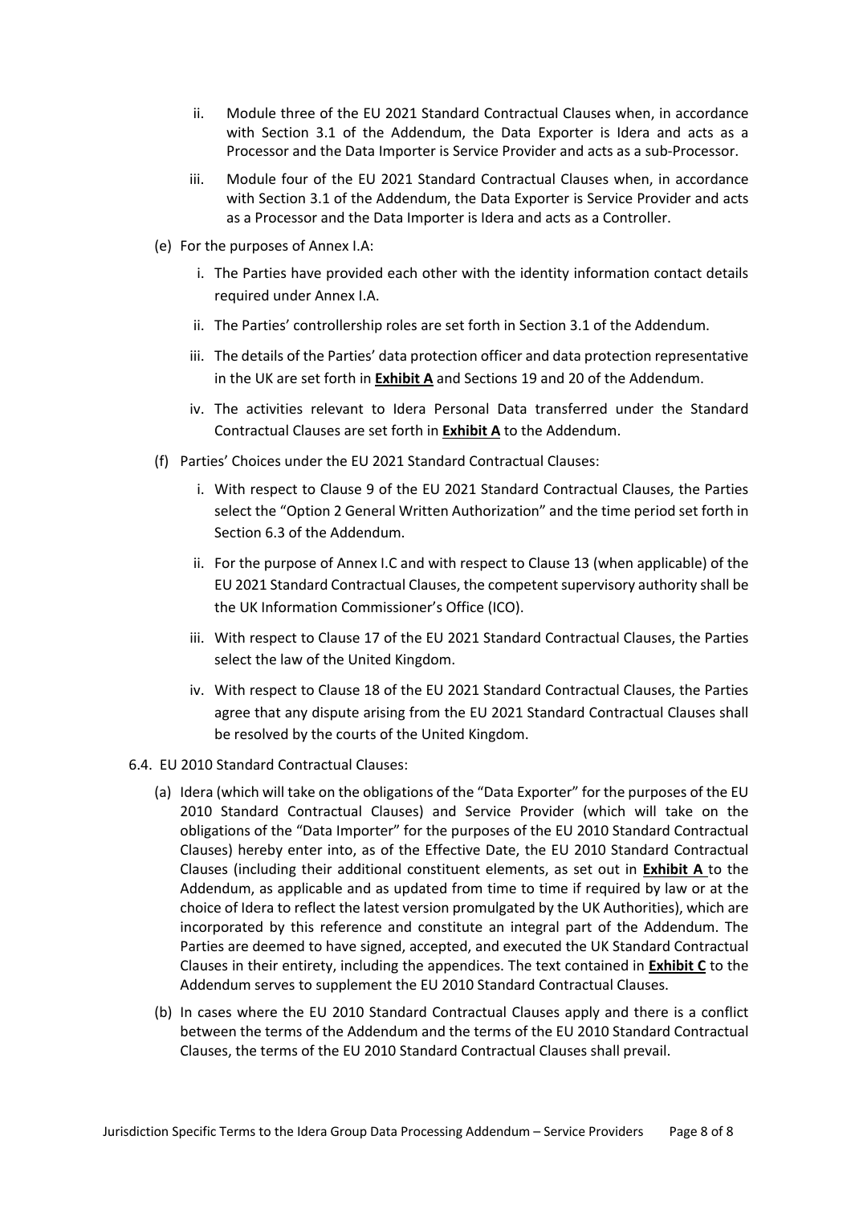ii. Module three of the EU 2021 Standard Contractual Clauses when, in accordance with Section 3.1 of the Addendum, the Data Exporter is Idera and acts as a Processor and the Data Importer is Service Provider and acts as a sub-Processor.

iii. Module four of the EU 2021 Standard Contractual Clauses when, in accordance with Section 3.1 of the Addendum, the Data Exporter is Service Provider and acts as a Processor and the Data Importer is Idera and acts as a Controller.

(e) For the purposes of Annex I.A:

i. The Parties have provided each other with the identity information contact details required under Annex I.A.

ii. The Parties' controllership roles are set forth in Section 3.1 of the Addendum.

iii. The details of the Parties' data protection officer and data protection representative in the UK are set forth in **Exhibit A** and Sections 19 and 20 of the Addendum.

iv. The activities relevant to Idera Personal Data transferred under the Standard Contractual Clauses are set forth in **Exhibit A** to the Addendum.

(f) Parties' Choices under the EU 2021 Standard Contractual Clauses:

i. With respect to Clause 9 of the EU 2021 Standard Contractual Clauses, the Parties select the "Option 2 General Written Authorization" and the time period set forth in Section 6.3 of the Addendum.

ii. For the purpose of Annex I.C and with respect to Clause 13 (when applicable) of the EU 2021 Standard Contractual Clauses, the competent supervisory authority shall be the UK Information Commissioner's Office (ICO).

iii. With respect to Clause 17 of the EU 2021 Standard Contractual Clauses, the Parties select the law of the United Kingdom.

iv. With respect to Clause 18 of the EU 2021 Standard Contractual Clauses, the Parties agree that any dispute arising from the EU 2021 Standard Contractual Clauses shall be resolved by the courts of the United Kingdom.

6.4. EU 2010 Standard Contractual Clauses:

(a) Idera (which will take on the obligations of the "Data Exporter" for the purposes of the EU 2010 Standard Contractual Clauses) and Service Provider (which will take on the obligations of the "Data Importer" for the purposes of the EU 2010 Standard Contractual Clauses) hereby enter into, as of the Effective Date, the EU 2010 Standard Contractual Clauses (including their additional constituent elements, as set out in **Exhibit A** to the Addendum, as applicable and as updated from time to time if required by law or at the choice of Idera to reflect the latest version promulgated by the UK Authorities), which are incorporated by this reference and constitute an integral part of the Addendum. The Parties are deemed to have signed, accepted, and executed the UK Standard Contractual Clauses in their entirety, including the appendices. The text contained in **Exhibit C** to the Addendum serves to supplement the EU 2010 Standard Contractual Clauses.

(b) In cases where the EU 2010 Standard Contractual Clauses apply and there is a conflict between the terms of the Addendum and the terms of the EU 2010 Standard Contractual Clauses, the terms of the EU 2010 Standard Contractual Clauses shall prevail.